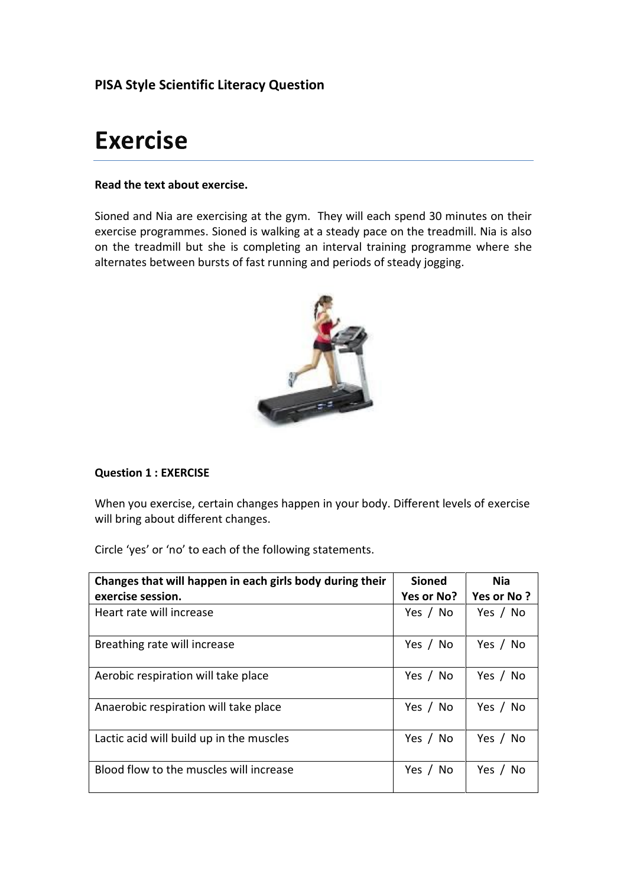**PISA Style Scientific Literacy Question**

# Exercise

**Read the text about exercise.**

Sioned and Nia are exercising at the gym. They will each spend 30 minutes on their exercise programmes. Sioned is walking at a steady pace on the treadmill. Nia is also on the treadmill but she is completing an interval training programme where she alternates between bursts of fast running and periods of steady jogging.

**Question 1 : EXERCISE**

When you exercise, certain changes happen in your body. Different levels of exercise will bring about different changes.

Circle 'yes' or 'no' to each of the following statements.

| Changes that will happen in each girls body during their exercise session. | Sioned Yes or No? | Nia Yes or No ? |
|---|---|---|
| Heart rate will increase | Yes / No | Yes / No |
| Breathing rate will increase | Yes / No | Yes / No |
| Aerobic respiration will take place | Yes / No | Yes / No |
| Anaerobic respiration will take place | Yes / No | Yes / No |
| Lactic acid will build up in the muscles | Yes / No | Yes / No |
| Blood flow to the muscles will increase | Yes / No | Yes / No |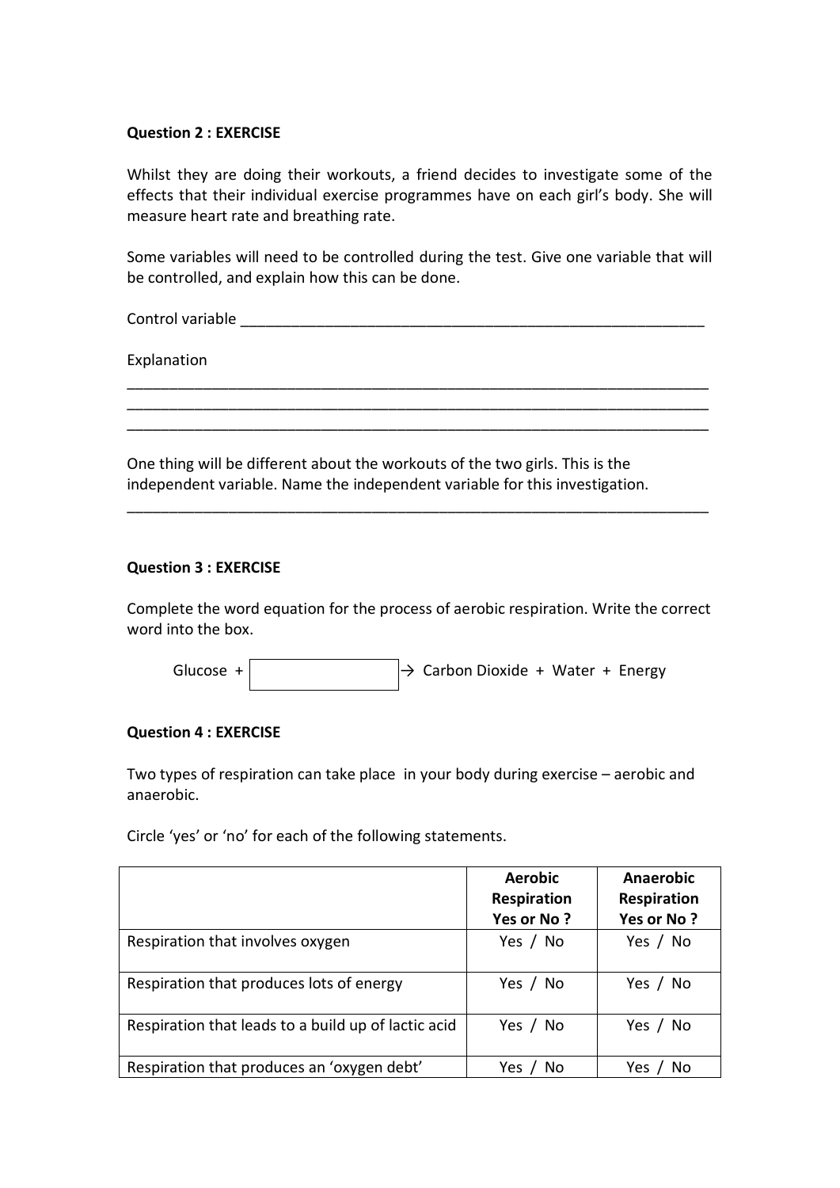**Question 2 : EXERCISE**

Whilst they are doing their workouts, a friend decides to investigate some of the effects that their individual exercise programmes have on each girl's body. She will measure heart rate and breathing rate.

Some variables will need to be controlled during the test. Give one variable that will be controlled, and explain how this can be done.

Control variable ___________________________________________________________

Explanation

___________________________________________________________________________

___________________________________________________________________________

___________________________________________________________________________

One thing will be different about the workouts of the two girls. This is the independent variable. Name the independent variable for this investigation.

___________________________________________________________________________

**Question 3 : EXERCISE**

Complete the word equation for the process of aerobic respiration. Write the correct word into the box.

Glucose + [                    ] → Carbon Dioxide + Water + Energy

**Question 4 : EXERCISE**

Two types of respiration can take place in your body during exercise – aerobic and anaerobic.

Circle 'yes' or 'no' for each of the following statements.

| | **Aerobic Respiration Yes or No ?** | **Anaerobic Respiration Yes or No ?** |
|---|---|---|
| Respiration that involves oxygen | Yes / No | Yes / No |
| Respiration that produces lots of energy | Yes / No | Yes / No |
| Respiration that leads to a build up of lactic acid | Yes / No | Yes / No |
| Respiration that produces an 'oxygen debt' | Yes / No | Yes / No |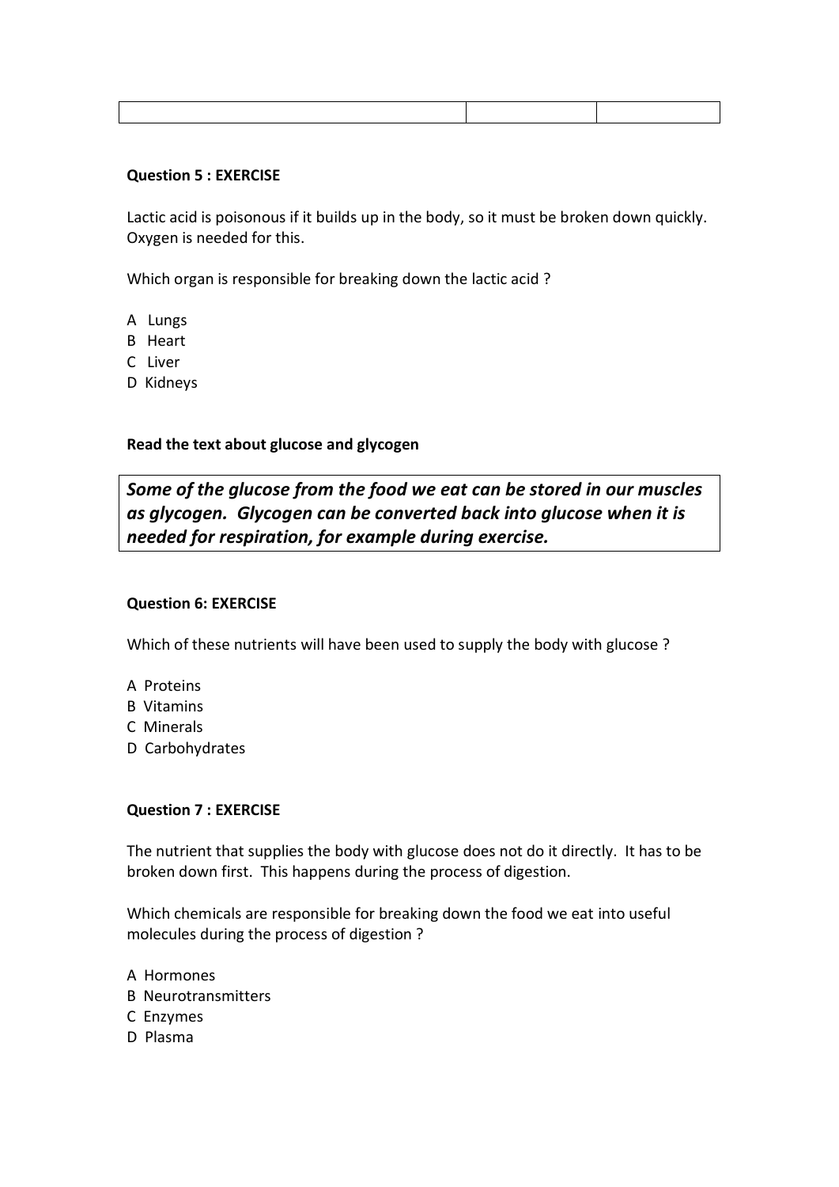| | | |
|---|---|---|

**Question 5 : EXERCISE**

Lactic acid is poisonous if it builds up in the body, so it must be broken down quickly. Oxygen is needed for this.

Which organ is responsible for breaking down the lactic acid ?

A Lungs
B Heart
C Liver
D Kidneys

**Read the text about glucose and glycogen**

***Some of the glucose from the food we eat can be stored in our muscles as glycogen. Glycogen can be converted back into glucose when it is needed for respiration, for example during exercise.***

**Question 6: EXERCISE**

Which of these nutrients will have been used to supply the body with glucose ?

A Proteins
B Vitamins
C Minerals
D Carbohydrates

**Question 7 : EXERCISE**

The nutrient that supplies the body with glucose does not do it directly. It has to be broken down first. This happens during the process of digestion.

Which chemicals are responsible for breaking down the food we eat into useful molecules during the process of digestion ?

A Hormones
B Neurotransmitters
C Enzymes
D Plasma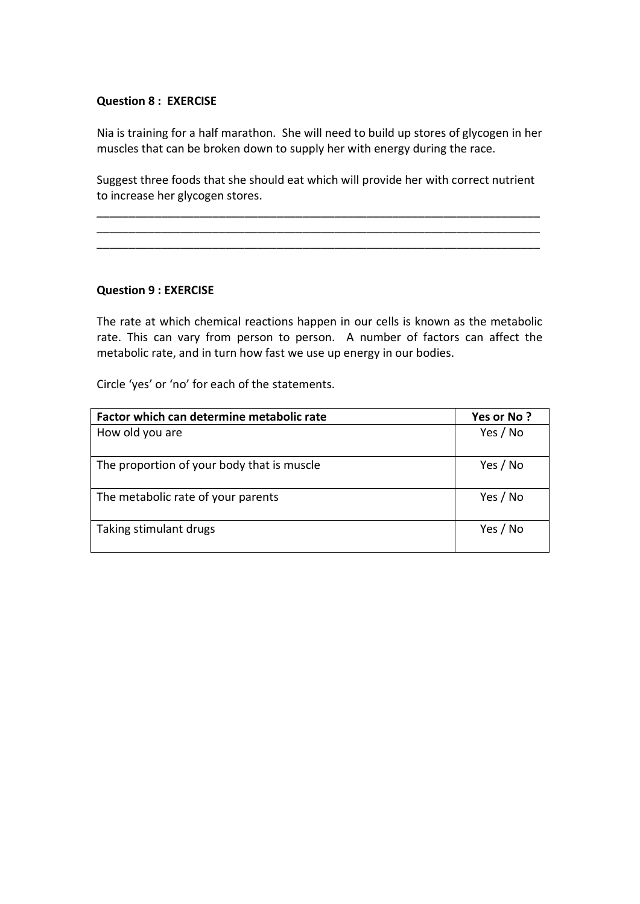**Question 8 : EXERCISE**

Nia is training for a half marathon. She will need to build up stores of glycogen in her muscles that can be broken down to supply her with energy during the race.

Suggest three foods that she should eat which will provide her with correct nutrient to increase her glycogen stores.

\_\_\_\_\_\_\_\_\_\_\_\_\_\_\_\_\_\_\_\_\_\_\_\_\_\_\_\_\_\_\_\_\_\_\_\_\_\_\_\_\_\_\_\_\_\_\_\_\_\_\_\_\_\_\_\_\_\_\_\_\_\_\_\_\_\_\_\_\_\_

\_\_\_\_\_\_\_\_\_\_\_\_\_\_\_\_\_\_\_\_\_\_\_\_\_\_\_\_\_\_\_\_\_\_\_\_\_\_\_\_\_\_\_\_\_\_\_\_\_\_\_\_\_\_\_\_\_\_\_\_\_\_\_\_\_\_\_\_\_\_

\_\_\_\_\_\_\_\_\_\_\_\_\_\_\_\_\_\_\_\_\_\_\_\_\_\_\_\_\_\_\_\_\_\_\_\_\_\_\_\_\_\_\_\_\_\_\_\_\_\_\_\_\_\_\_\_\_\_\_\_\_\_\_\_\_\_\_\_\_\_

**Question 9 : EXERCISE**

The rate at which chemical reactions happen in our cells is known as the metabolic rate. This can vary from person to person. A number of factors can affect the metabolic rate, and in turn how fast we use up energy in our bodies.

Circle 'yes' or 'no' for each of the statements.

| Factor which can determine metabolic rate | Yes or No ? |
|---|---|
| How old you are | Yes / No |
| The proportion of your body that is muscle | Yes / No |
| The metabolic rate of your parents | Yes / No |
| Taking stimulant drugs | Yes / No |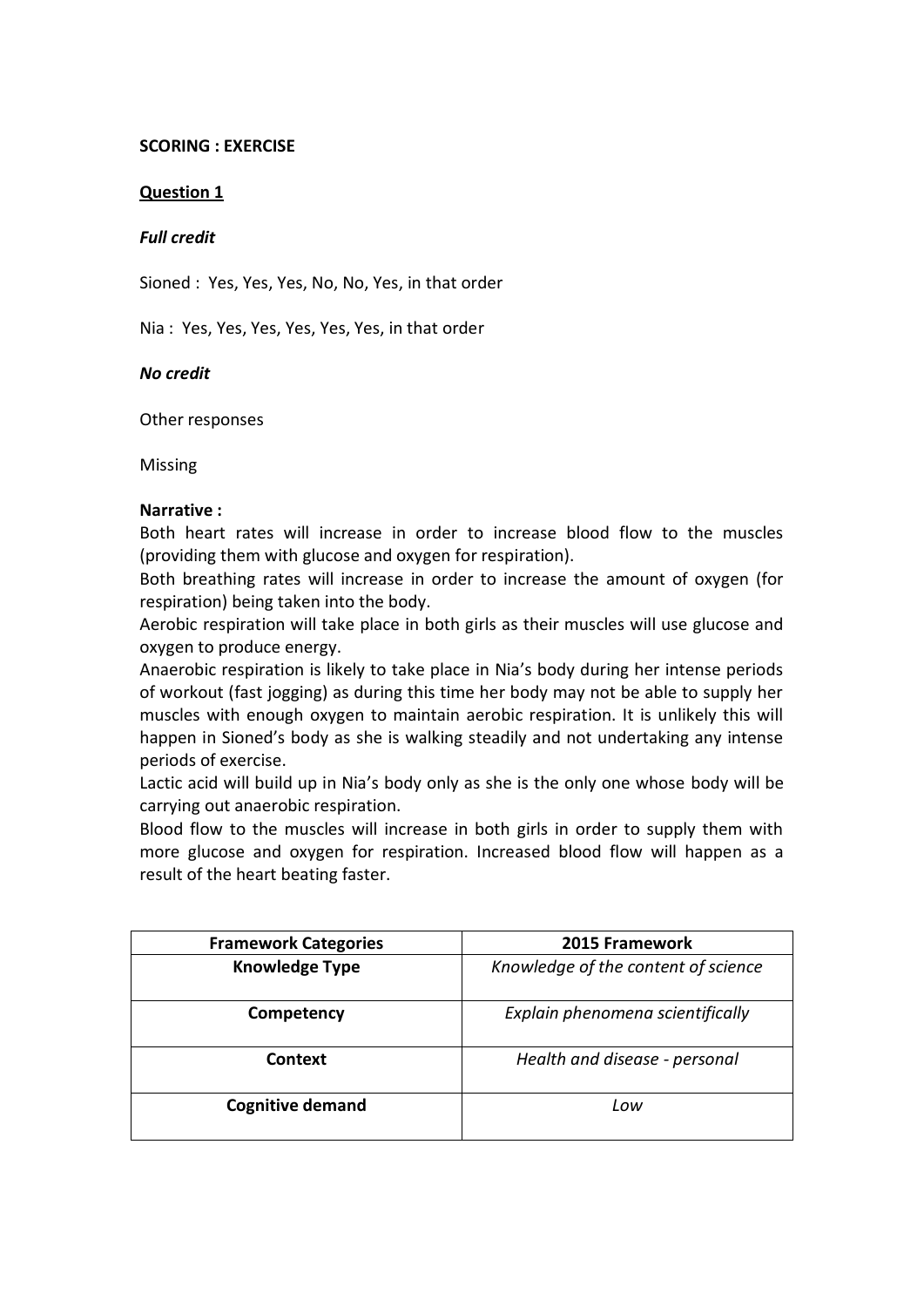**SCORING : EXERCISE**

**<u>Question 1</u>**

***Full credit***

Sioned : Yes, Yes, Yes, No, No, Yes, in that order

Nia : Yes, Yes, Yes, Yes, Yes, Yes, in that order

***No credit***

Other responses

Missing

**Narrative :**

Both heart rates will increase in order to increase blood flow to the muscles (providing them with glucose and oxygen for respiration).

Both breathing rates will increase in order to increase the amount of oxygen (for respiration) being taken into the body.

Aerobic respiration will take place in both girls as their muscles will use glucose and oxygen to produce energy.

Anaerobic respiration is likely to take place in Nia's body during her intense periods of workout (fast jogging) as during this time her body may not be able to supply her muscles with enough oxygen to maintain aerobic respiration. It is unlikely this will happen in Sioned's body as she is walking steadily and not undertaking any intense periods of exercise.

Lactic acid will build up in Nia's body only as she is the only one whose body will be carrying out anaerobic respiration.

Blood flow to the muscles will increase in both girls in order to supply them with more glucose and oxygen for respiration. Increased blood flow will happen as a result of the heart beating faster.

| Framework Categories | 2015 Framework |
|---|---|
| **Knowledge Type** | *Knowledge of the content of science* |
| **Competency** | *Explain phenomena scientifically* |
| **Context** | *Health and disease - personal* |
| **Cognitive demand** | *Low* |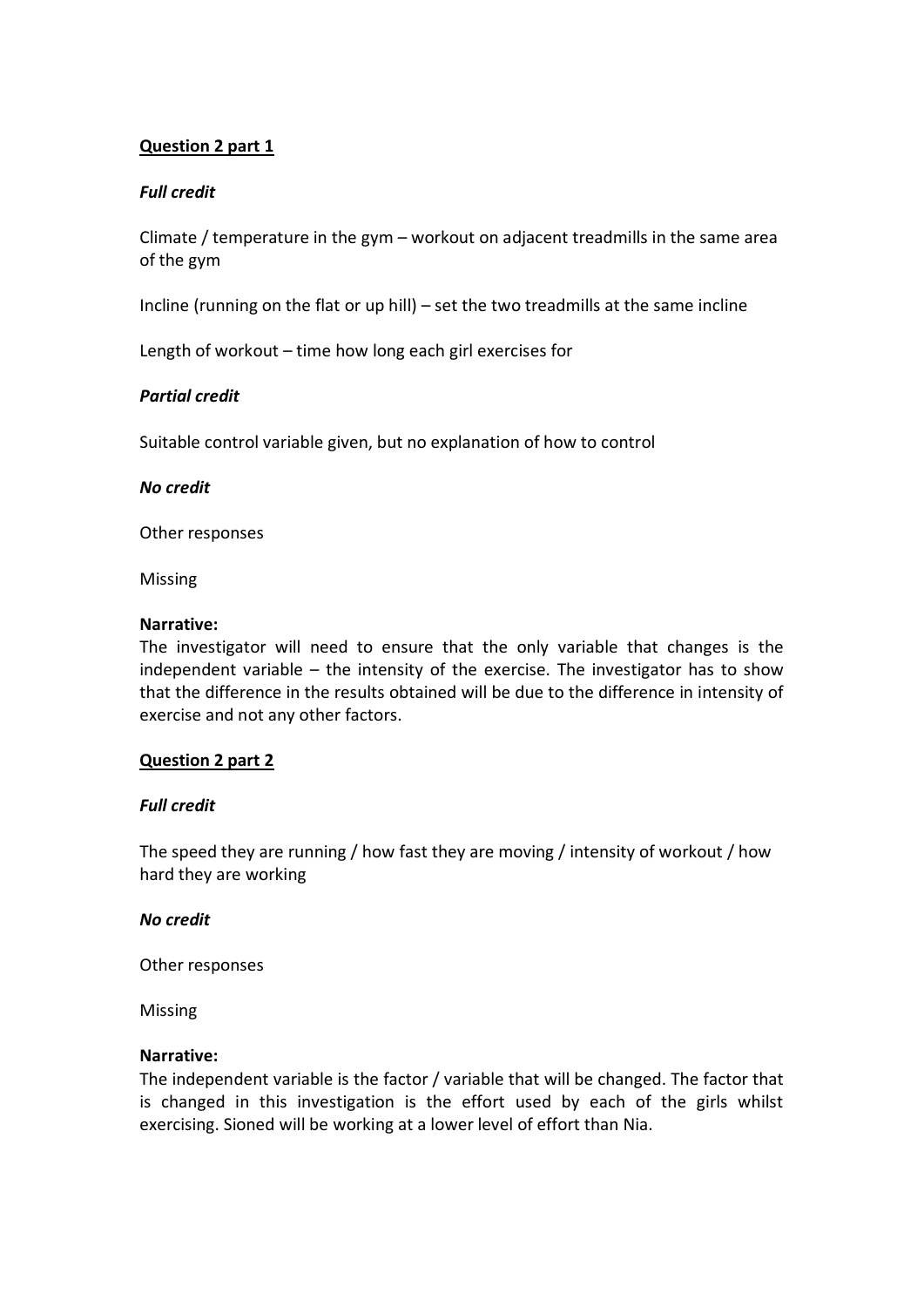**Question 2 part 1**

***Full credit***

Climate / temperature in the gym – workout on adjacent treadmills in the same area of the gym

Incline (running on the flat or up hill) – set the two treadmills at the same incline

Length of workout – time how long each girl exercises for

***Partial credit***

Suitable control variable given, but no explanation of how to control

***No credit***

Other responses

Missing

**Narrative:**
The investigator will need to ensure that the only variable that changes is the independent variable – the intensity of the exercise. The investigator has to show that the difference in the results obtained will be due to the difference in intensity of exercise and not any other factors.

**Question 2 part 2**

***Full credit***

The speed they are running / how fast they are moving / intensity of workout / how hard they are working

***No credit***

Other responses

Missing

**Narrative:**
The independent variable is the factor / variable that will be changed. The factor that is changed in this investigation is the effort used by each of the girls whilst exercising. Sioned will be working at a lower level of effort than Nia.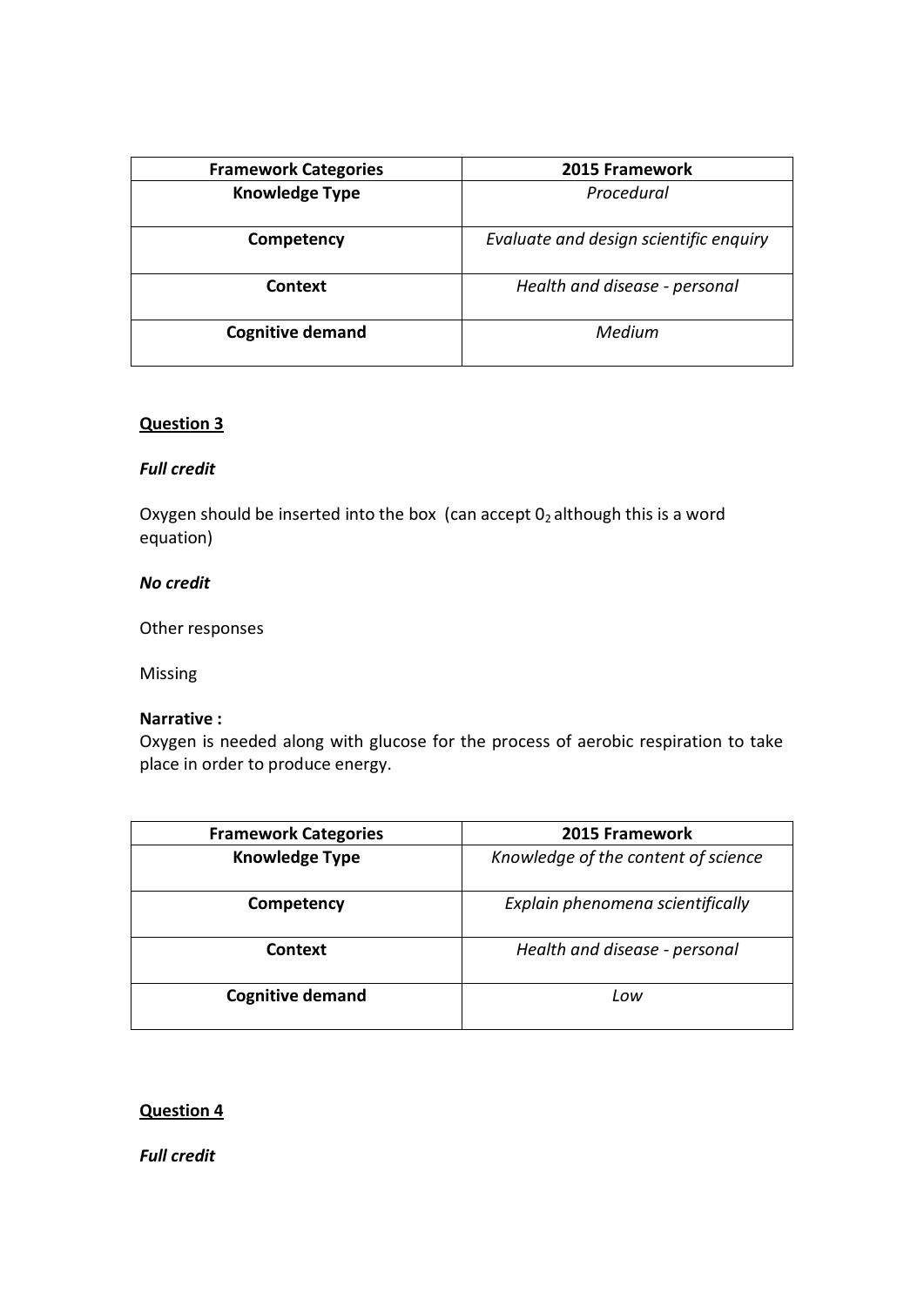| Framework Categories | 2015 Framework |
| --- | --- |
| **Knowledge Type** | *Procedural* |
| **Competency** | *Evaluate and design scientific enquiry* |
| **Context** | *Health and disease - personal* |
| **Cognitive demand** | *Medium* |

**Question 3**

***Full credit***

Oxygen should be inserted into the box (can accept $0_2$ although this is a word equation)

***No credit***

Other responses

Missing

**Narrative :**
Oxygen is needed along with glucose for the process of aerobic respiration to take place in order to produce energy.

| Framework Categories | 2015 Framework |
| --- | --- |
| **Knowledge Type** | *Knowledge of the content of science* |
| **Competency** | *Explain phenomena scientifically* |
| **Context** | *Health and disease - personal* |
| **Cognitive demand** | *Low* |

**Question 4**

***Full credit***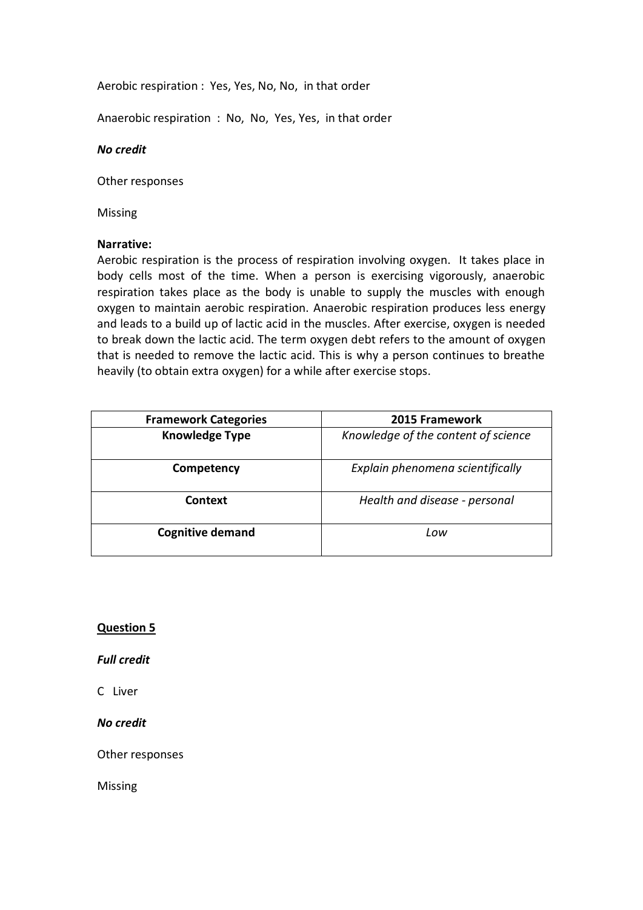Aerobic respiration : Yes, Yes, No, No, in that order

Anaerobic respiration : No, No, Yes, Yes, in that order

***No credit***

Other responses

Missing

**Narrative:**
Aerobic respiration is the process of respiration involving oxygen. It takes place in body cells most of the time. When a person is exercising vigorously, anaerobic respiration takes place as the body is unable to supply the muscles with enough oxygen to maintain aerobic respiration. Anaerobic respiration produces less energy and leads to a build up of lactic acid in the muscles. After exercise, oxygen is needed to break down the lactic acid. The term oxygen debt refers to the amount of oxygen that is needed to remove the lactic acid. This is why a person continues to breathe heavily (to obtain extra oxygen) for a while after exercise stops.

| Framework Categories | 2015 Framework |
|---|---|
| **Knowledge Type** | *Knowledge of the content of science* |
| **Competency** | *Explain phenomena scientifically* |
| **Context** | *Health and disease - personal* |
| **Cognitive demand** | *Low* |

**Question 5**

***Full credit***

C Liver

***No credit***

Other responses

Missing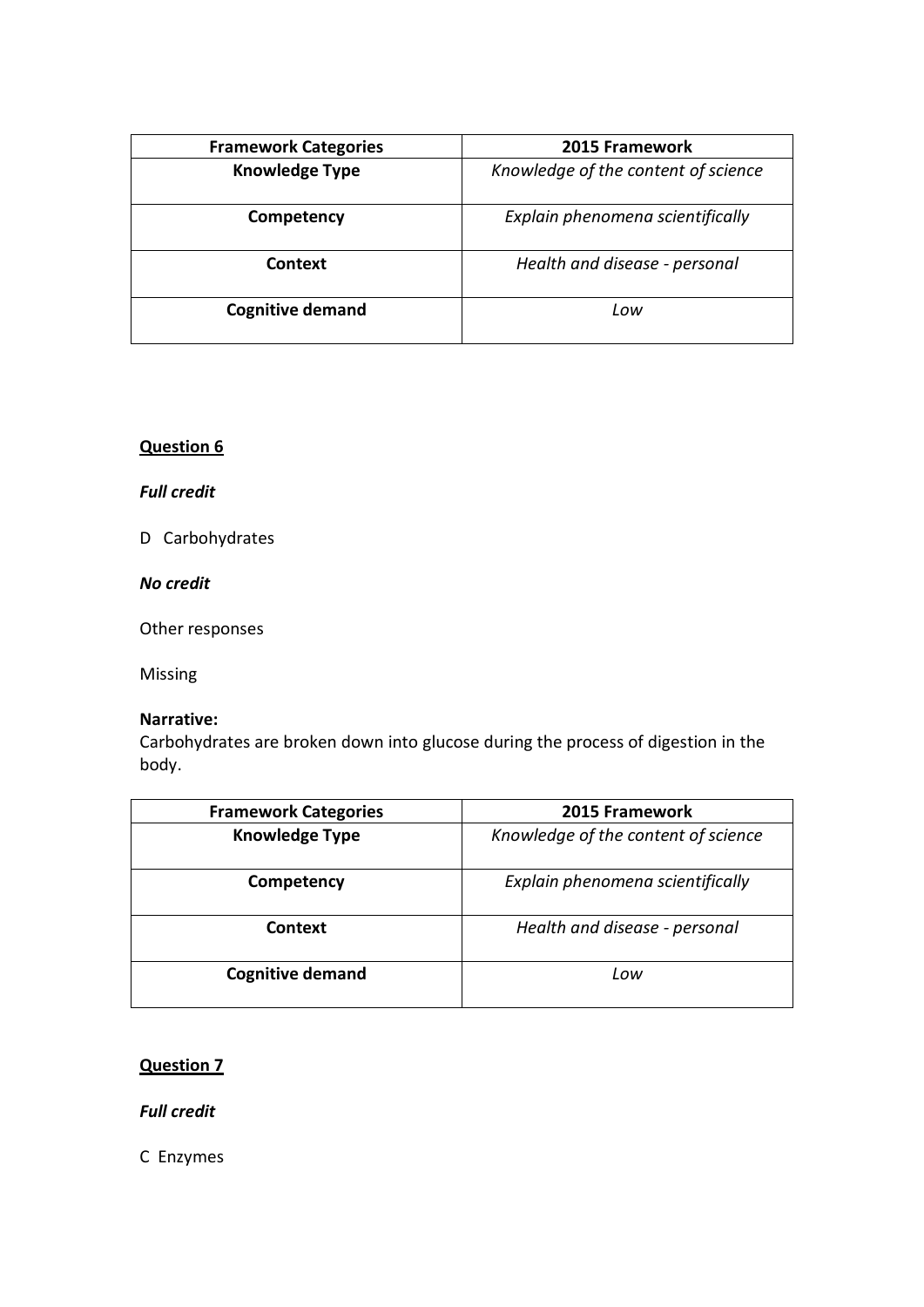| Framework Categories | 2015 Framework |
|---|---|
| **Knowledge Type** | *Knowledge of the content of science* |
| **Competency** | *Explain phenomena scientifically* |
| **Context** | *Health and disease - personal* |
| **Cognitive demand** | *Low* |

## Question 6

***Full credit***

D Carbohydrates

***No credit***

Other responses

Missing

**Narrative:**
Carbohydrates are broken down into glucose during the process of digestion in the body.

| Framework Categories | 2015 Framework |
|---|---|
| **Knowledge Type** | *Knowledge of the content of science* |
| **Competency** | *Explain phenomena scientifically* |
| **Context** | *Health and disease - personal* |
| **Cognitive demand** | *Low* |

## Question 7

***Full credit***

C Enzymes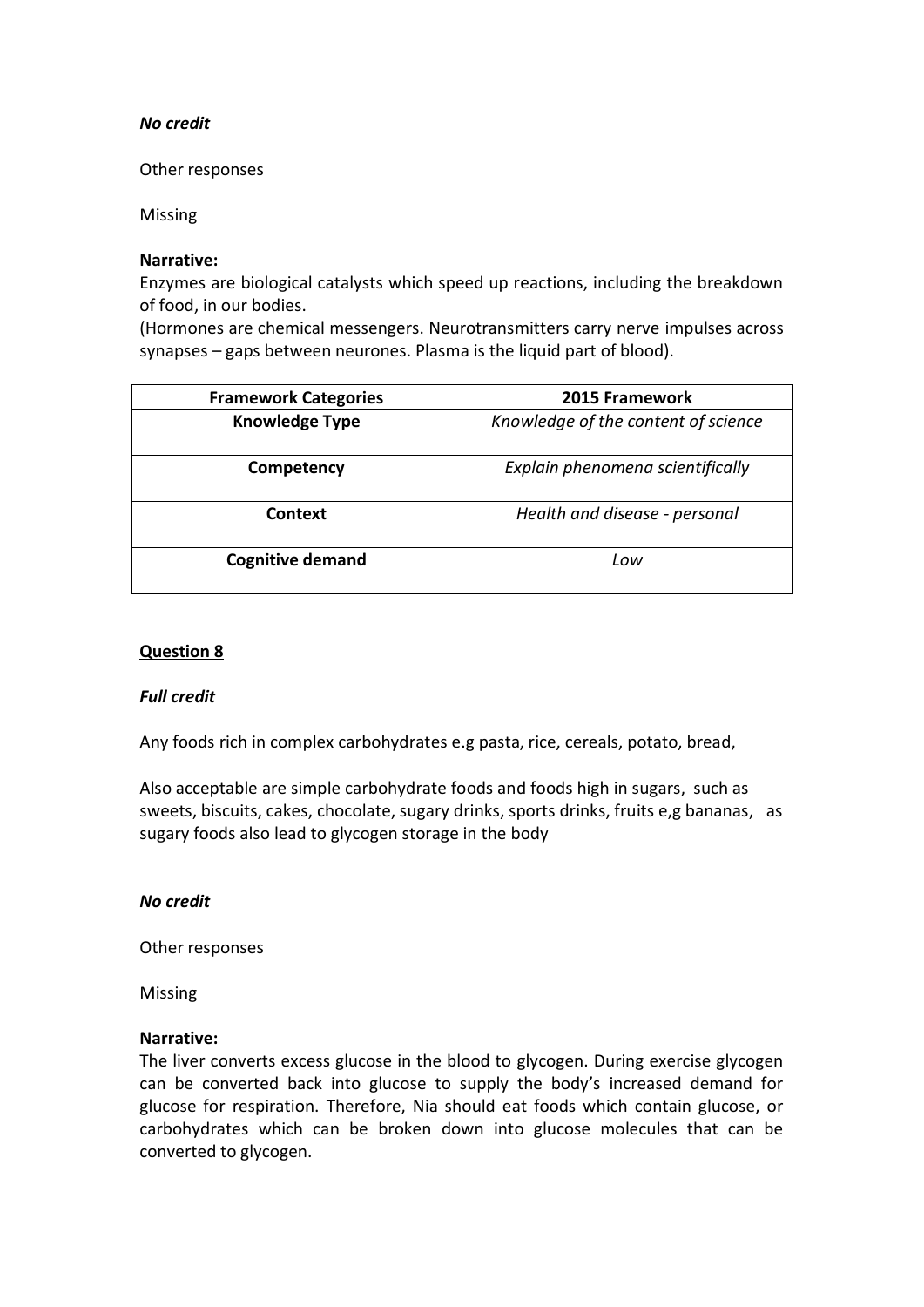***No credit***

Other responses

Missing

**Narrative:**
Enzymes are biological catalysts which speed up reactions, including the breakdown of food, in our bodies.
(Hormones are chemical messengers. Neurotransmitters carry nerve impulses across synapses – gaps between neurones. Plasma is the liquid part of blood).

| Framework Categories | 2015 Framework |
|---|---|
| **Knowledge Type** | *Knowledge of the content of science* |
| **Competency** | *Explain phenomena scientifically* |
| **Context** | *Health and disease - personal* |
| **Cognitive demand** | *Low* |

**Question 8**

***Full credit***

Any foods rich in complex carbohydrates e.g pasta, rice, cereals, potato, bread,

Also acceptable are simple carbohydrate foods and foods high in sugars, such as sweets, biscuits, cakes, chocolate, sugary drinks, sports drinks, fruits e,g bananas, as sugary foods also lead to glycogen storage in the body

***No credit***

Other responses

Missing

**Narrative:**
The liver converts excess glucose in the blood to glycogen. During exercise glycogen can be converted back into glucose to supply the body's increased demand for glucose for respiration. Therefore, Nia should eat foods which contain glucose, or carbohydrates which can be broken down into glucose molecules that can be converted to glycogen.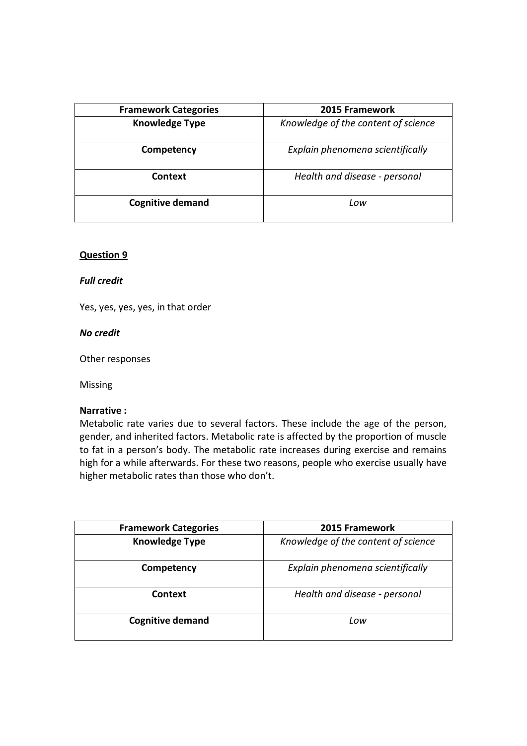| Framework Categories | 2015 Framework |
| --- | --- |
| **Knowledge Type** | *Knowledge of the content of science* |
| **Competency** | *Explain phenomena scientifically* |
| **Context** | *Health and disease - personal* |
| **Cognitive demand** | *Low* |

**Question 9**

***Full credit***

Yes, yes, yes, yes, in that order

***No credit***

Other responses

Missing

**Narrative :**
Metabolic rate varies due to several factors. These include the age of the person, gender, and inherited factors. Metabolic rate is affected by the proportion of muscle to fat in a person's body. The metabolic rate increases during exercise and remains high for a while afterwards. For these two reasons, people who exercise usually have higher metabolic rates than those who don't.

| Framework Categories | 2015 Framework |
| --- | --- |
| **Knowledge Type** | *Knowledge of the content of science* |
| **Competency** | *Explain phenomena scientifically* |
| **Context** | *Health and disease - personal* |
| **Cognitive demand** | *Low* |